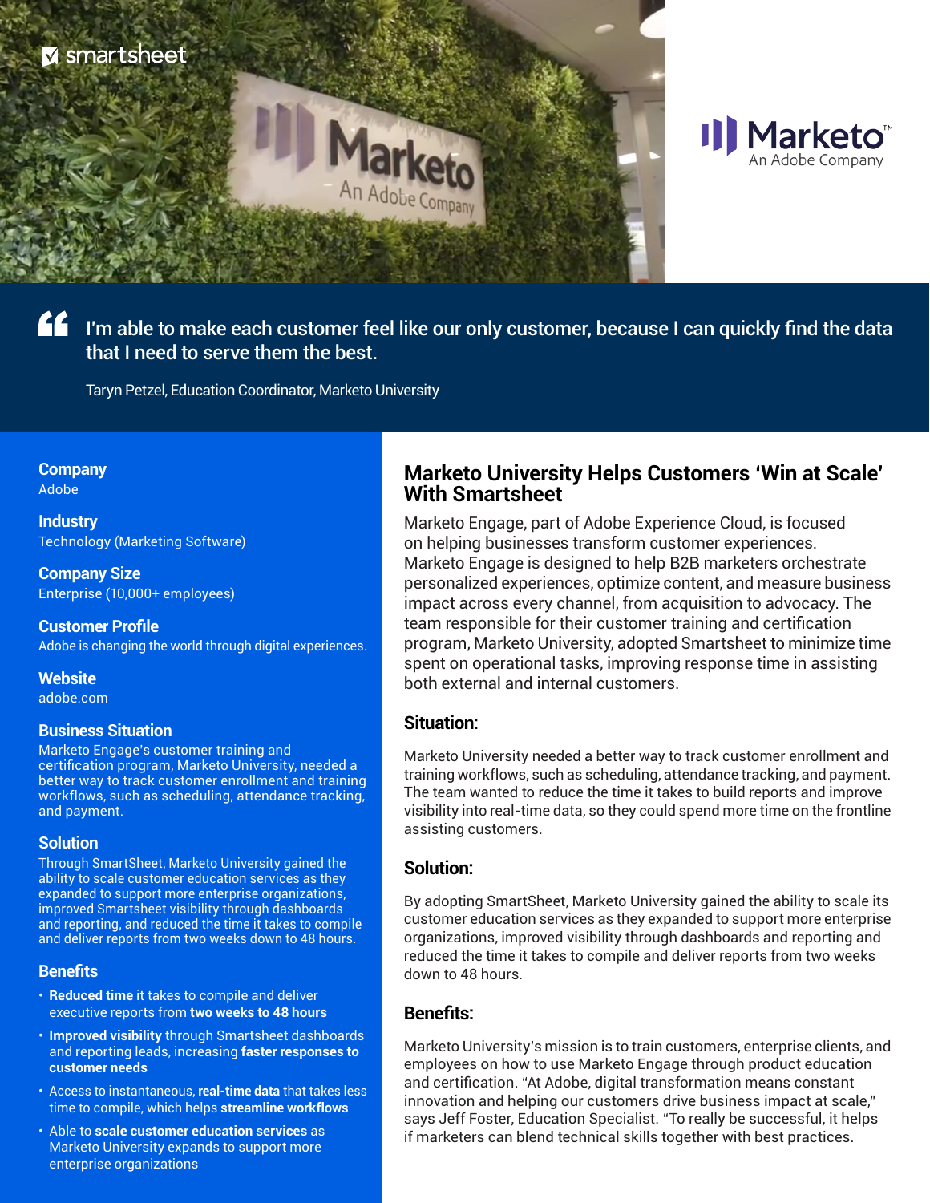> I'm able to make each customer feel like our only customer, because I can quickly find the data that I need to serve them the best.
>
> Taryn Petzel, Education Coordinator, Marketo University

**Company**
Adobe

**Industry**
Technology (Marketing Software)

**Company Size**
Enterprise (10,000+ employees)

**Customer Profile**
Adobe is changing the world through digital experiences.

**Website**
adobe.com

**Business Situation**
Marketo Engage's customer training and certification program, Marketo University, needed a better way to track customer enrollment and training workflows, such as scheduling, attendance tracking, and payment.

**Solution**
Through SmartSheet, Marketo University gained the ability to scale customer education services as they expanded to support more enterprise organizations, improved Smartsheet visibility through dashboards and reporting, and reduced the time it takes to compile and deliver reports from two weeks down to 48 hours.

**Benefits**

- **Reduced time** it takes to compile and deliver executive reports from **two weeks to 48 hours**
- **Improved visibility** through Smartsheet dashboards and reporting leads, increasing **faster responses to customer needs**
- Access to instantaneous, **real-time data** that takes less time to compile, which helps **streamline workflows**
- Able to **scale customer education services** as Marketo University expands to support more enterprise organizations

# Marketo University Helps Customers 'Win at Scale' With Smartsheet

Marketo Engage, part of Adobe Experience Cloud, is focused on helping businesses transform customer experiences. Marketo Engage is designed to help B2B marketers orchestrate personalized experiences, optimize content, and measure business impact across every channel, from acquisition to advocacy. The team responsible for their customer training and certification program, Marketo University, adopted Smartsheet to minimize time spent on operational tasks, improving response time in assisting both external and internal customers.

## Situation:

Marketo University needed a better way to track customer enrollment and training workflows, such as scheduling, attendance tracking, and payment. The team wanted to reduce the time it takes to build reports and improve visibility into real-time data, so they could spend more time on the frontline assisting customers.

## Solution:

By adopting SmartSheet, Marketo University gained the ability to scale its customer education services as they expanded to support more enterprise organizations, improved visibility through dashboards and reporting and reduced the time it takes to compile and deliver reports from two weeks down to 48 hours.

## Benefits:

Marketo University's mission is to train customers, enterprise clients, and employees on how to use Marketo Engage through product education and certification. "At Adobe, digital transformation means constant innovation and helping our customers drive business impact at scale," says Jeff Foster, Education Specialist. "To really be successful, it helps if marketers can blend technical skills together with best practices.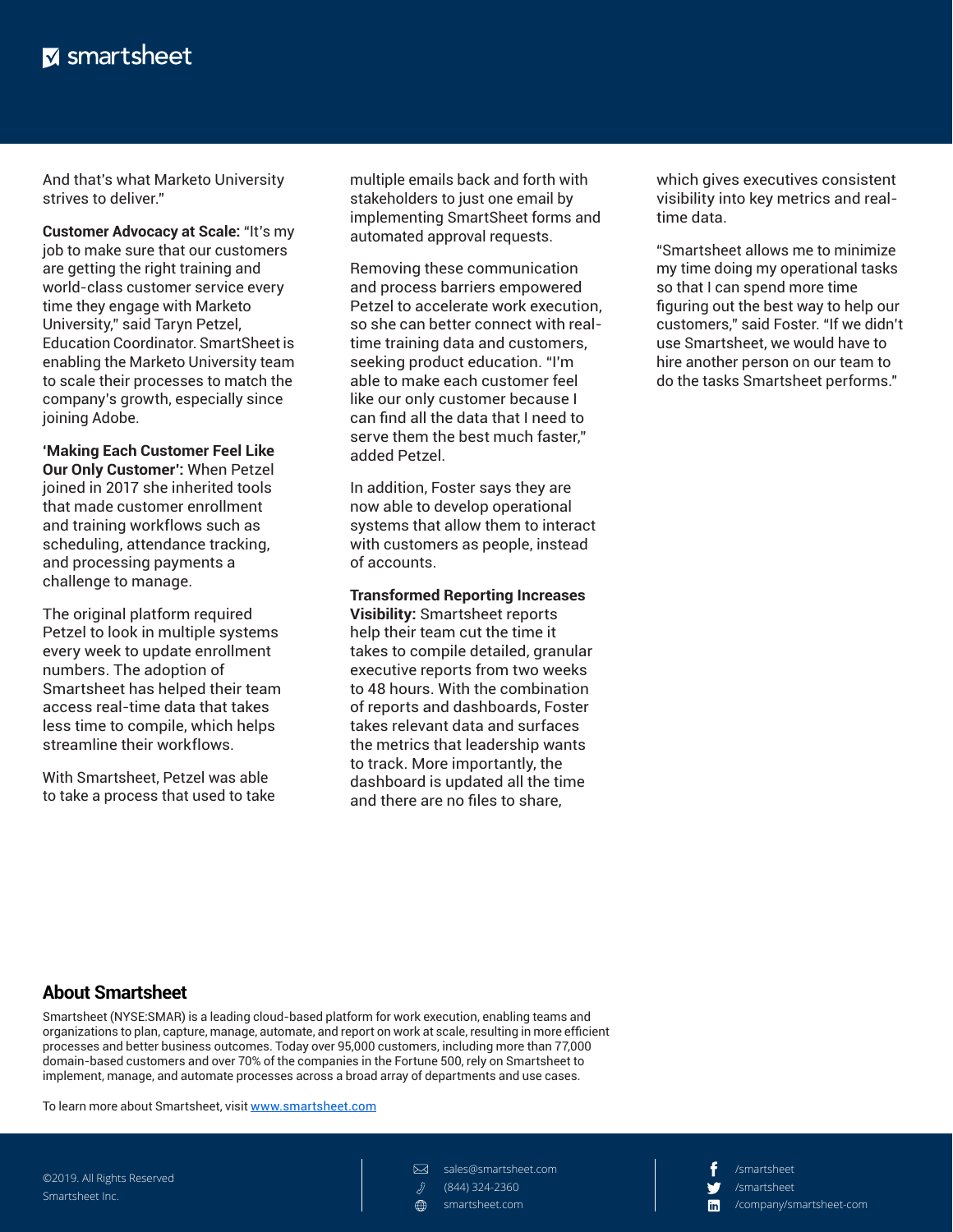And that's what Marketo University strives to deliver."

**Customer Advocacy at Scale:** "It's my job to make sure that our customers are getting the right training and world-class customer service every time they engage with Marketo University," said Taryn Petzel, Education Coordinator. SmartSheet is enabling the Marketo University team to scale their processes to match the company's growth, especially since joining Adobe.

**'Making Each Customer Feel Like Our Only Customer':** When Petzel joined in 2017 she inherited tools that made customer enrollment and training workflows such as scheduling, attendance tracking, and processing payments a challenge to manage.

The original platform required Petzel to look in multiple systems every week to update enrollment numbers. The adoption of Smartsheet has helped their team access real-time data that takes less time to compile, which helps streamline their workflows.

With Smartsheet, Petzel was able to take a process that used to take multiple emails back and forth with stakeholders to just one email by implementing SmartSheet forms and automated approval requests.

Removing these communication and process barriers empowered Petzel to accelerate work execution, so she can better connect with real-time training data and customers, seeking product education. "I'm able to make each customer feel like our only customer because I can find all the data that I need to serve them the best much faster," added Petzel.

In addition, Foster says they are now able to develop operational systems that allow them to interact with customers as people, instead of accounts.

**Transformed Reporting Increases Visibility:** Smartsheet reports help their team cut the time it takes to compile detailed, granular executive reports from two weeks to 48 hours. With the combination of reports and dashboards, Foster takes relevant data and surfaces the metrics that leadership wants to track. More importantly, the dashboard is updated all the time and there are no files to share, which gives executives consistent visibility into key metrics and real-time data.

"Smartsheet allows me to minimize my time doing my operational tasks so that I can spend more time figuring out the best way to help our customers," said Foster. "If we didn't use Smartsheet, we would have to hire another person on our team to do the tasks Smartsheet performs."

## About Smartsheet

Smartsheet (NYSE:SMAR) is a leading cloud-based platform for work execution, enabling teams and organizations to plan, capture, manage, automate, and report on work at scale, resulting in more efficient processes and better business outcomes. Today over 95,000 customers, including more than 77,000 domain-based customers and over 70% of the companies in the Fortune 500, rely on Smartsheet to implement, manage, and automate processes across a broad array of departments and use cases.

To learn more about Smartsheet, visit www.smartsheet.com

©2019. All Rights Reserved
Smartsheet Inc.

sales@smartsheet.com
(844) 324-2360
smartsheet.com

/smartsheet
/smartsheet
/company/smartsheet-com